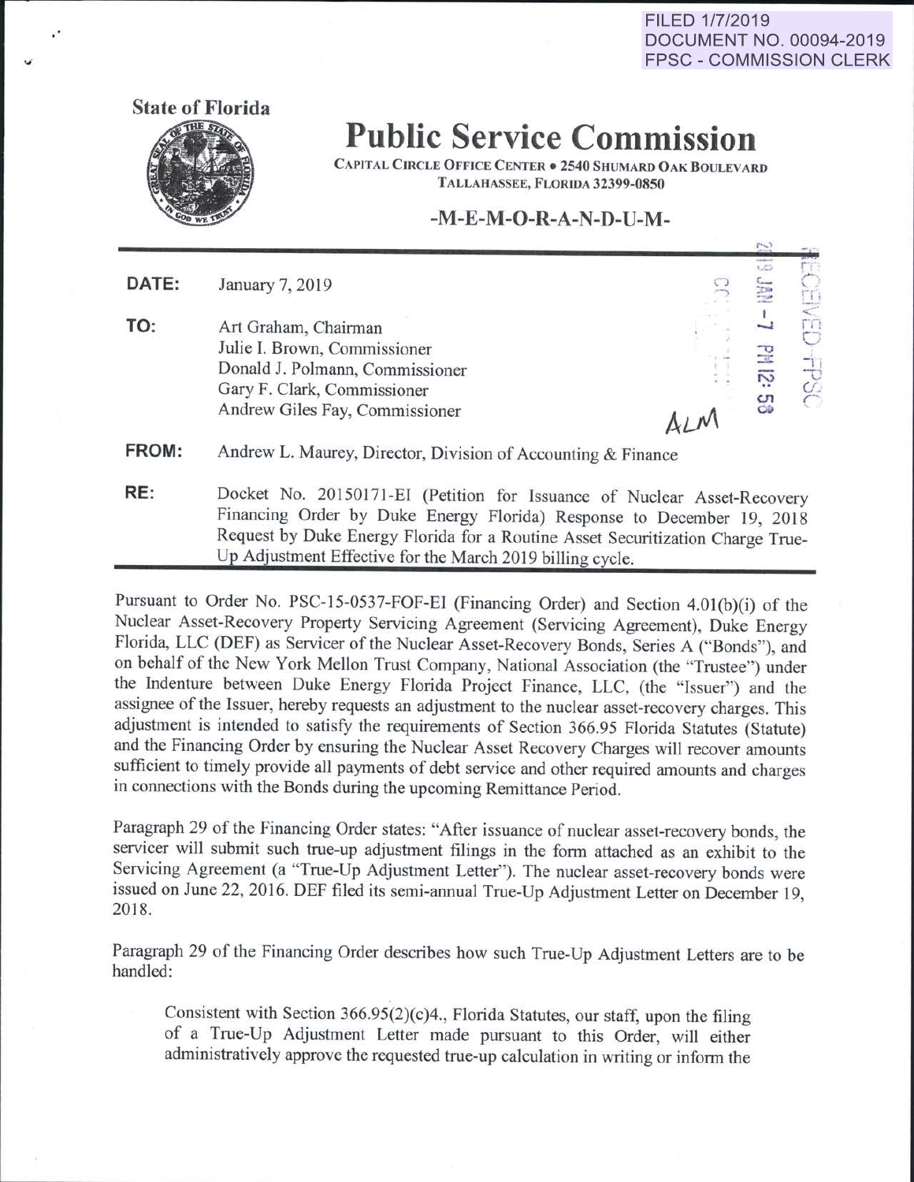FILED 1/7/2019
DOCUMENT NO. 00094-2019
FPSC - COMMISSION CLERK

State of Florida

# Public Service Commission

CAPITAL CIRCLE OFFICE CENTER • 2540 SHUMARD OAK BOULEVARD
TALLAHASSEE, FLORIDA 32399-0850

## -M-E-M-O-R-A-N-D-U-M-

**DATE:** January 7, 2019

**TO:** Art Graham, Chairman
Julie I. Brown, Commissioner
Donald J. Polmann, Commissioner
Gary F. Clark, Commissioner
Andrew Giles Fay, Commissioner

**FROM:** Andrew L. Maurey, Director, Division of Accounting & Finance

**RE:** Docket No. 20150171-EI (Petition for Issuance of Nuclear Asset-Recovery Financing Order by Duke Energy Florida) Response to December 19, 2018 Request by Duke Energy Florida for a Routine Asset Securitization Charge True-Up Adjustment Effective for the March 2019 billing cycle.

Pursuant to Order No. PSC-15-0537-FOF-EI (Financing Order) and Section 4.01(b)(i) of the Nuclear Asset-Recovery Property Servicing Agreement (Servicing Agreement), Duke Energy Florida, LLC (DEF) as Servicer of the Nuclear Asset-Recovery Bonds, Series A ("Bonds"), and on behalf of the New York Mellon Trust Company, National Association (the "Trustee") under the Indenture between Duke Energy Florida Project Finance, LLC, (the "Issuer") and the assignee of the Issuer, hereby requests an adjustment to the nuclear asset-recovery charges. This adjustment is intended to satisfy the requirements of Section 366.95 Florida Statutes (Statute) and the Financing Order by ensuring the Nuclear Asset Recovery Charges will recover amounts sufficient to timely provide all payments of debt service and other required amounts and charges in connections with the Bonds during the upcoming Remittance Period.

Paragraph 29 of the Financing Order states: "After issuance of nuclear asset-recovery bonds, the servicer will submit such true-up adjustment filings in the form attached as an exhibit to the Servicing Agreement (a "True-Up Adjustment Letter"). The nuclear asset-recovery bonds were issued on June 22, 2016. DEF filed its semi-annual True-Up Adjustment Letter on December 19, 2018.

Paragraph 29 of the Financing Order describes how such True-Up Adjustment Letters are to be handled:

> Consistent with Section 366.95(2)(c)4., Florida Statutes, our staff, upon the filing of a True-Up Adjustment Letter made pursuant to this Order, will either administratively approve the requested true-up calculation in writing or inform the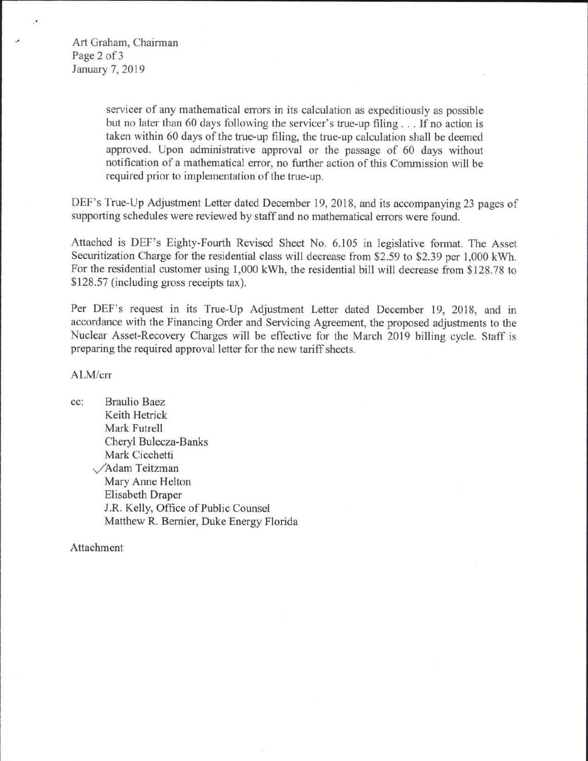servicer of any mathematical errors in its calculation as expeditiously as possible but no later than 60 days following the servicer's true-up filing . . . If no action is taken within 60 days of the true-up filing, the true-up calculation shall be deemed approved. Upon administrative approval or the passage of 60 days without notification of a mathematical error, no further action of this Commission will be required prior to implementation of the true-up.

DEF's True-Up Adjustment Letter dated December 19, 2018, and its accompanying 23 pages of supporting schedules were reviewed by staff and no mathematical errors were found.

Attached is DEF's Eighty-Fourth Revised Sheet No. 6.105 in legislative format. The Asset Securitization Charge for the residential class will decrease from $2.59 to $2.39 per 1,000 kWh. For the residential customer using 1,000 kWh, the residential bill will decrease from $128.78 to $128.57 (including gross receipts tax).

Per DEF's request in its True-Up Adjustment Letter dated December 19, 2018, and in accordance with the Financing Order and Servicing Agreement, the proposed adjustments to the Nuclear Asset-Recovery Charges will be effective for the March 2019 billing cycle. Staff is preparing the required approval letter for the new tariff sheets.

ALM/crr

cc: Braulio Baez
Keith Hetrick
Mark Futrell
Cheryl Bulecza-Banks
Mark Cicchetti
Adam Teitzman
Mary Anne Helton
Elisabeth Draper
J.R. Kelly, Office of Public Counsel
Matthew R. Bernier, Duke Energy Florida

Attachment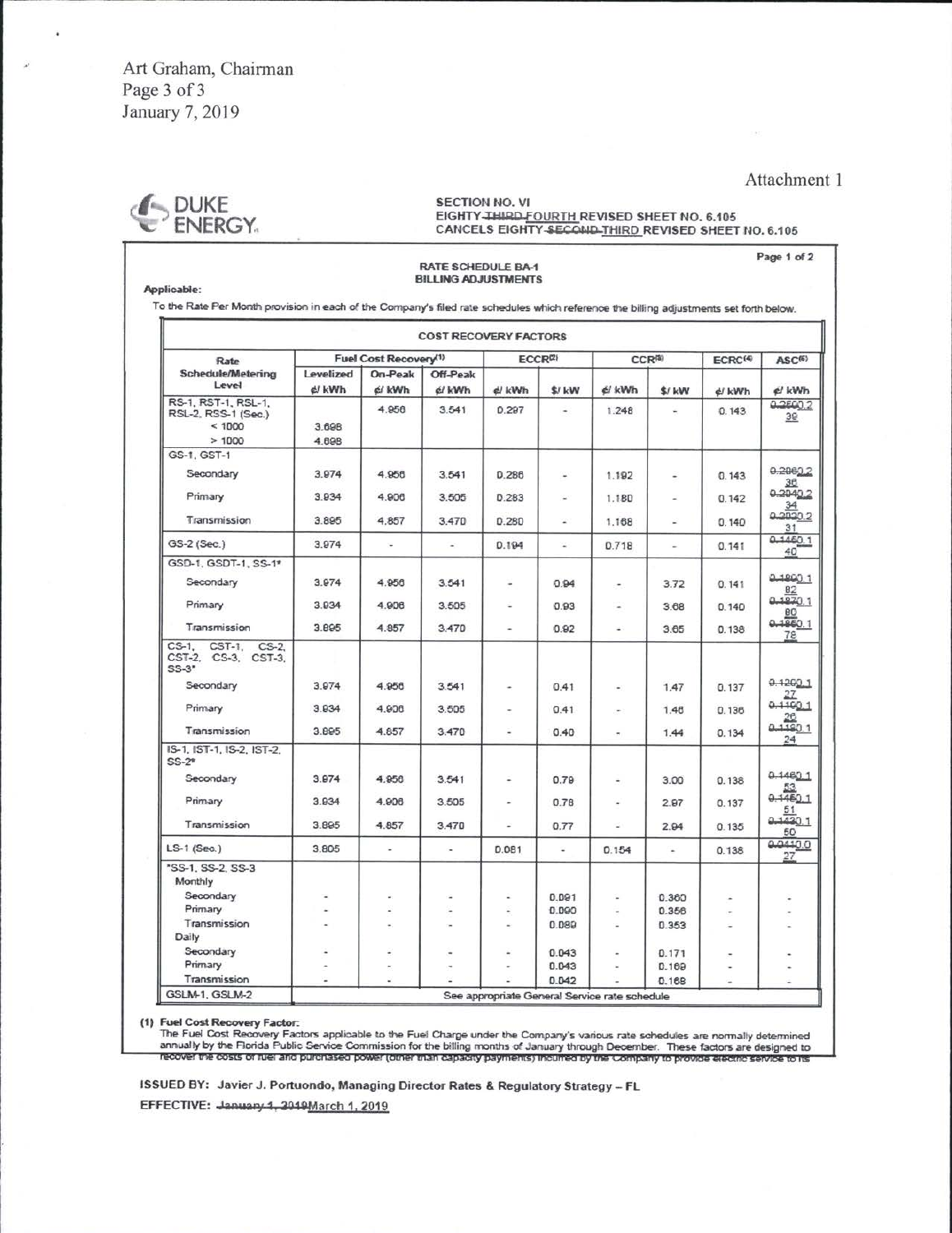Art Graham, Chairman
January 7, 2019

Attachment 1

DUKE ENERGY

SECTION NO. VI
EIGHTY-~~THIRD~~ FOURTH REVISED SHEET NO. 6.105
CANCELS EIGHTY-~~SECOND~~ THIRD REVISED SHEET NO. 6.105

Page 1 of 2

## RATE SCHEDULE BA-1
## BILLING ADJUSTMENTS

**Applicable:**

To the Rate Per Month provision in each of the Company's filed rate schedules which reference the billing adjustments set forth below.

**COST RECOVERY FACTORS**

| Rate Schedule/Metering Level | Fuel Cost Recovery(1) | | | ECCR(2) | | CCR(3) | | ECRC(4) | ASC(5) |
|---|---|---|---|---|---|---|---|---|---|
| | Levelized ¢/ kWh | On-Peak ¢/ kWh | Off-Peak ¢/ kWh | ¢/ kWh | $/ kW | ¢/ kWh | $/ kW | ¢/ kWh | ¢/ kWh |
| RS-1, RST-1, RSL-1, RSL-2, RSS-1 (Sec.) | | 4.956 | 3.541 | 0.297 | - | 1.248 | - | 0.143 | ~~0.2500~~ 0.239 |
| < 1000 | 3.698 | | | | | | | | |
| > 1000 | 4.698 | | | | | | | | |
| GS-1, GST-1 | | | | | | | | | |
| Secondary | 3.974 | 4.956 | 3.541 | 0.286 | - | 1.192 | - | 0.143 | ~~0.2060~~ 0.236 |
| Primary | 3.934 | 4.906 | 3.505 | 0.283 | - | 1.180 | - | 0.142 | ~~0.2040~~ 0.234 |
| Transmission | 3.895 | 4.857 | 3.470 | 0.280 | - | 1.168 | - | 0.140 | ~~0.2020~~ 0.231 |
| GS-2 (Sec.) | 3.974 | - | - | 0.194 | - | 0.718 | - | 0.141 | ~~0.1450~~ 0.140 |
| GSD-1, GSDT-1, SS-1* | | | | | | | | | |
| Secondary | 3.974 | 4.956 | 3.541 | - | 0.94 | - | 3.72 | 0.141 | ~~0.1890~~ 0.182 |
| Primary | 3.934 | 4.906 | 3.505 | - | 0.93 | - | 3.68 | 0.140 | ~~0.1870~~ 0.180 |
| Transmission | 3.895 | 4.857 | 3.470 | - | 0.92 | - | 3.65 | 0.138 | ~~0.1850~~ 0.178 |
| CS-1, CST-1, CS-2, CST-2, CS-3, CST-3, SS-3* | | | | | | | | | |
| Secondary | 3.974 | 4.956 | 3.541 | - | 0.41 | - | 1.47 | 0.137 | ~~0.1200~~ 0.127 |
| Primary | 3.934 | 4.906 | 3.505 | - | 0.41 | - | 1.46 | 0.136 | ~~0.1100~~ 0.126 |
| Transmission | 3.895 | 4.857 | 3.470 | - | 0.40 | - | 1.44 | 0.134 | ~~0.1180~~ 0.124 |
| IS-1, IST-1, IS-2, IST-2, SS-2* | | | | | | | | | |
| Secondary | 3.974 | 4.956 | 3.541 | - | 0.79 | - | 3.00 | 0.138 | ~~0.1460~~ 0.153 |
| Primary | 3.934 | 4.906 | 3.505 | - | 0.78 | - | 2.97 | 0.137 | ~~0.1450~~ 0.151 |
| Transmission | 3.895 | 4.857 | 3.470 | - | 0.77 | - | 2.94 | 0.135 | ~~0.1430~~ 0.150 |
| LS-1 (Sec.) | 3.805 | - | - | 0.081 | - | 0.154 | - | 0.138 | ~~0.0410~~ 0.027 |
| *SS-1, SS-2, SS-3 | | | | | | | | | |
| Monthly | | | | | | | | | |
| Secondary | - | - | - | - | 0.091 | - | 0.360 | - | - |
| Primary | - | - | - | - | 0.090 | - | 0.356 | - | - |
| Transmission | - | - | - | - | 0.089 | - | 0.353 | - | - |
| Daily | | | | | | | | | |
| Secondary | - | - | - | - | 0.043 | - | 0.171 | - | - |
| Primary | - | - | - | - | 0.043 | - | 0.169 | - | - |
| Transmission | - | - | - | - | 0.042 | - | 0.168 | - | - |
| GSLM-1, GSLM-2 | See appropriate General Service rate schedule | | | | | | | | |

**(1) Fuel Cost Recovery Factor:**
The Fuel Cost Recovery Factors applicable to the Fuel Charge under the Company's various rate schedules are normally determined annually by the Florida Public Service Commission for the billing months of January through December. These factors are designed to recover the costs of fuel and purchased power (other than capacity payments) incurred by the Company to provide electric service to its

**ISSUED BY:** Javier J. Portuondo, Managing Director Rates & Regulatory Strategy – FL

**EFFECTIVE:** ~~January 1, 2019~~ March 1, 2019